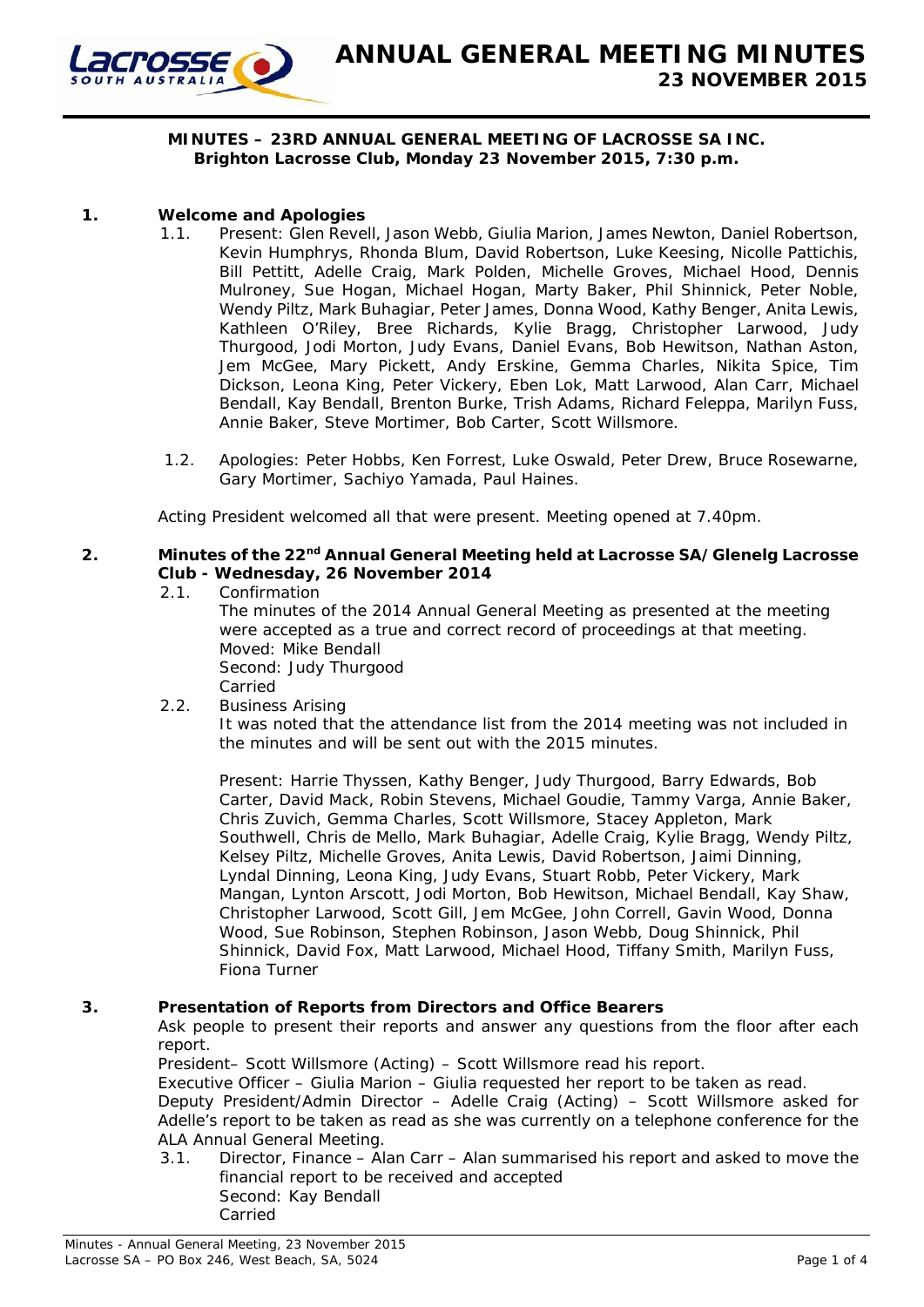# ANNUAL GENERAL MEETING MINUTES
## 23 NOVEMBER 2015

**MINUTES – 23RD ANNUAL GENERAL MEETING OF LACROSSE SA INC.**
**Brighton Lacrosse Club, Monday 23 November 2015, 7:30 p.m.**

**1. Welcome and Apologies**

1.1. Present: Glen Revell, Jason Webb, Giulia Marion, James Newton, Daniel Robertson, Kevin Humphrys, Rhonda Blum, David Robertson, Luke Keesing, Nicolle Pattichis, Bill Pettitt, Adelle Craig, Mark Polden, Michelle Groves, Michael Hood, Dennis Mulroney, Sue Hogan, Michael Hogan, Marty Baker, Phil Shinnick, Peter Noble, Wendy Piltz, Mark Buhagiar, Peter James, Donna Wood, Kathy Benger, Anita Lewis, Kathleen O'Riley, Bree Richards, Kylie Bragg, Christopher Larwood, Judy Thurgood, Jodi Morton, Judy Evans, Daniel Evans, Bob Hewitson, Nathan Aston, Jem McGee, Mary Pickett, Andy Erskine, Gemma Charles, Nikita Spice, Tim Dickson, Leona King, Peter Vickery, Eben Lok, Matt Larwood, Alan Carr, Michael Bendall, Kay Bendall, Brenton Burke, Trish Adams, Richard Feleppa, Marilyn Fuss, Annie Baker, Steve Mortimer, Bob Carter, Scott Willsmore.

1.2. Apologies: Peter Hobbs, Ken Forrest, Luke Oswald, Peter Drew, Bruce Rosewarne, Gary Mortimer, Sachiyo Yamada, Paul Haines.

Acting President welcomed all that were present. Meeting opened at 7.40pm.

**2. Minutes of the 22nd Annual General Meeting held at Lacrosse SA/Glenelg Lacrosse Club - Wednesday, 26 November 2014**

2.1. Confirmation
The minutes of the 2014 Annual General Meeting as presented at the meeting were accepted as a true and correct record of proceedings at that meeting.
Moved: Mike Bendall
Second: Judy Thurgood
Carried

2.2. Business Arising
It was noted that the attendance list from the 2014 meeting was not included in the minutes and will be sent out with the 2015 minutes.

Present: Harrie Thyssen, Kathy Benger, Judy Thurgood, Barry Edwards, Bob Carter, David Mack, Robin Stevens, Michael Goudie, Tammy Varga, Annie Baker, Chris Zuvich, Gemma Charles, Scott Willsmore, Stacey Appleton, Mark Southwell, Chris de Mello, Mark Buhagiar, Adelle Craig, Kylie Bragg, Wendy Piltz, Kelsey Piltz, Michelle Groves, Anita Lewis, David Robertson, Jaimi Dinning, Lyndal Dinning, Leona King, Judy Evans, Stuart Robb, Peter Vickery, Mark Mangan, Lynton Arscott, Jodi Morton, Bob Hewitson, Michael Bendall, Kay Shaw, Christopher Larwood, Scott Gill, Jem McGee, John Correll, Gavin Wood, Donna Wood, Sue Robinson, Stephen Robinson, Jason Webb, Doug Shinnick, Phil Shinnick, David Fox, Matt Larwood, Michael Hood, Tiffany Smith, Marilyn Fuss, Fiona Turner

**3. Presentation of Reports from Directors and Office Bearers**

Ask people to present their reports and answer any questions from the floor after each report.
President– Scott Willsmore (Acting) – Scott Willsmore read his report.
Executive Officer – Giulia Marion – Giulia requested her report to be taken as read.
Deputy President/Admin Director – Adelle Craig (Acting) – Scott Willsmore asked for Adelle's report to be taken as read as she was currently on a telephone conference for the ALA Annual General Meeting.

3.1. Director, Finance – Alan Carr – Alan summarised his report and asked to move the financial report to be received and accepted
Second: Kay Bendall
Carried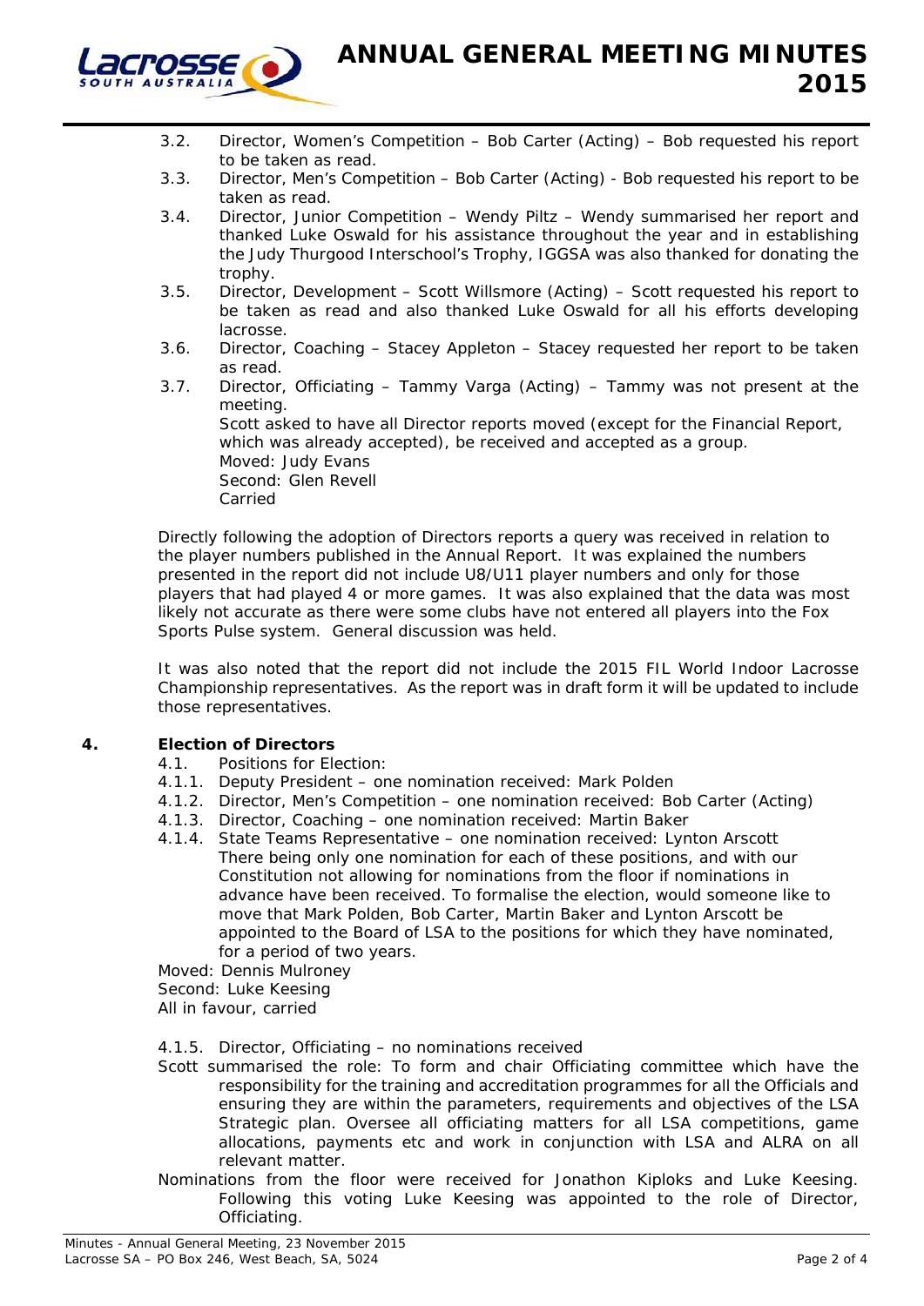3.2. Director, Women's Competition – Bob Carter (Acting) – Bob requested his report to be taken as read.

3.3. Director, Men's Competition – Bob Carter (Acting) - Bob requested his report to be taken as read.

3.4. Director, Junior Competition – Wendy Piltz – Wendy summarised her report and thanked Luke Oswald for his assistance throughout the year and in establishing the Judy Thurgood Interschool's Trophy, IGGSA was also thanked for donating the trophy.

3.5. Director, Development – Scott Willsmore (Acting) – Scott requested his report to be taken as read and also thanked Luke Oswald for all his efforts developing lacrosse.

3.6. Director, Coaching – Stacey Appleton – Stacey requested her report to be taken as read.

3.7. Director, Officiating – Tammy Varga (Acting) – Tammy was not present at the meeting.

Scott asked to have all Director reports moved (except for the Financial Report, which was already accepted), be received and accepted as a group.
Moved: Judy Evans
Second: Glen Revell
Carried

Directly following the adoption of Directors reports a query was received in relation to the player numbers published in the Annual Report. It was explained the numbers presented in the report did not include U8/U11 player numbers and only for those players that had played 4 or more games. It was also explained that the data was most likely not accurate as there were some clubs have not entered all players into the Fox Sports Pulse system. General discussion was held.

It was also noted that the report did not include the 2015 FIL World Indoor Lacrosse Championship representatives. As the report was in draft form it will be updated to include those representatives.

## 4. Election of Directors

4.1. Positions for Election:

4.1.1. Deputy President – one nomination received: Mark Polden

4.1.2. Director, Men's Competition – one nomination received: Bob Carter (Acting)

4.1.3. Director, Coaching – one nomination received: Martin Baker

4.1.4. State Teams Representative – one nomination received: Lynton Arscott

There being only one nomination for each of these positions, and with our Constitution not allowing for nominations from the floor if nominations in advance have been received. To formalise the election, would someone like to move that Mark Polden, Bob Carter, Martin Baker and Lynton Arscott be appointed to the Board of LSA to the positions for which they have nominated, for a period of two years.

Moved: Dennis Mulroney
Second: Luke Keesing
All in favour, carried

4.1.5. Director, Officiating – no nominations received

Scott summarised the role: To form and chair Officiating committee which have the responsibility for the training and accreditation programmes for all the Officials and ensuring they are within the parameters, requirements and objectives of the LSA Strategic plan. Oversee all officiating matters for all LSA competitions, game allocations, payments etc and work in conjunction with LSA and ALRA on all relevant matter.

Nominations from the floor were received for Jonathon Kiploks and Luke Keesing. Following this voting Luke Keesing was appointed to the role of Director, Officiating.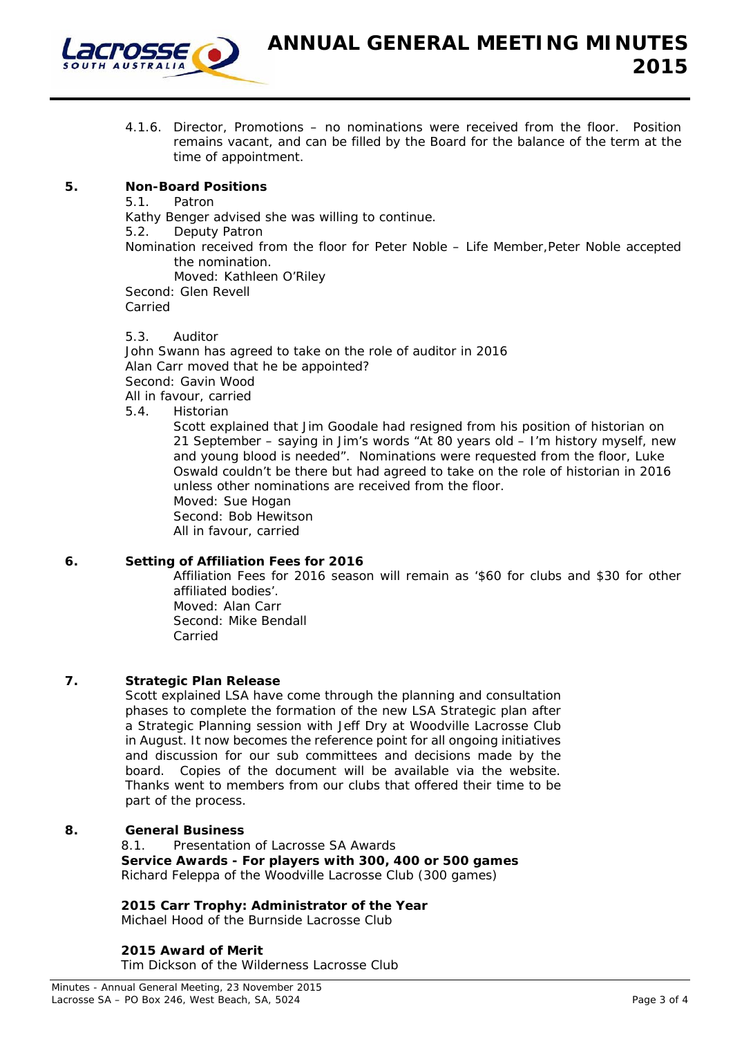4.1.6. Director, Promotions – no nominations were received from the floor. Position remains vacant, and can be filled by the Board for the balance of the term at the time of appointment.

## 5. Non-Board Positions

5.1. Patron

Kathy Benger advised she was willing to continue.

5.2. Deputy Patron

Nomination received from the floor for Peter Noble – Life Member,Peter Noble accepted the nomination.

Moved: Kathleen O'Riley

Second: Glen Revell

Carried

5.3. Auditor

John Swann has agreed to take on the role of auditor in 2016

Alan Carr moved that he be appointed?

Second: Gavin Wood

All in favour, carried

5.4. Historian

Scott explained that Jim Goodale had resigned from his position of historian on 21 September – saying in Jim's words "At 80 years old – I'm history myself, new and young blood is needed". Nominations were requested from the floor, Luke Oswald couldn't be there but had agreed to take on the role of historian in 2016 unless other nominations are received from the floor.

Moved: Sue Hogan

Second: Bob Hewitson

All in favour, carried

## 6. Setting of Affiliation Fees for 2016

Affiliation Fees for 2016 season will remain as '$60 for clubs and $30 for other affiliated bodies'.

Moved: Alan Carr

Second: Mike Bendall

Carried

## 7. Strategic Plan Release

Scott explained LSA have come through the planning and consultation phases to complete the formation of the new LSA Strategic plan after a Strategic Planning session with Jeff Dry at Woodville Lacrosse Club in August. It now becomes the reference point for all ongoing initiatives and discussion for our sub committees and decisions made by the board. Copies of the document will be available via the website. Thanks went to members from our clubs that offered their time to be part of the process.

## 8. General Business

8.1. Presentation of Lacrosse SA Awards

**Service Awards - For players with 300, 400 or 500 games**

Richard Feleppa of the Woodville Lacrosse Club (300 games)

**2015 Carr Trophy: Administrator of the Year**

Michael Hood of the Burnside Lacrosse Club

**2015 Award of Merit**

Tim Dickson of the Wilderness Lacrosse Club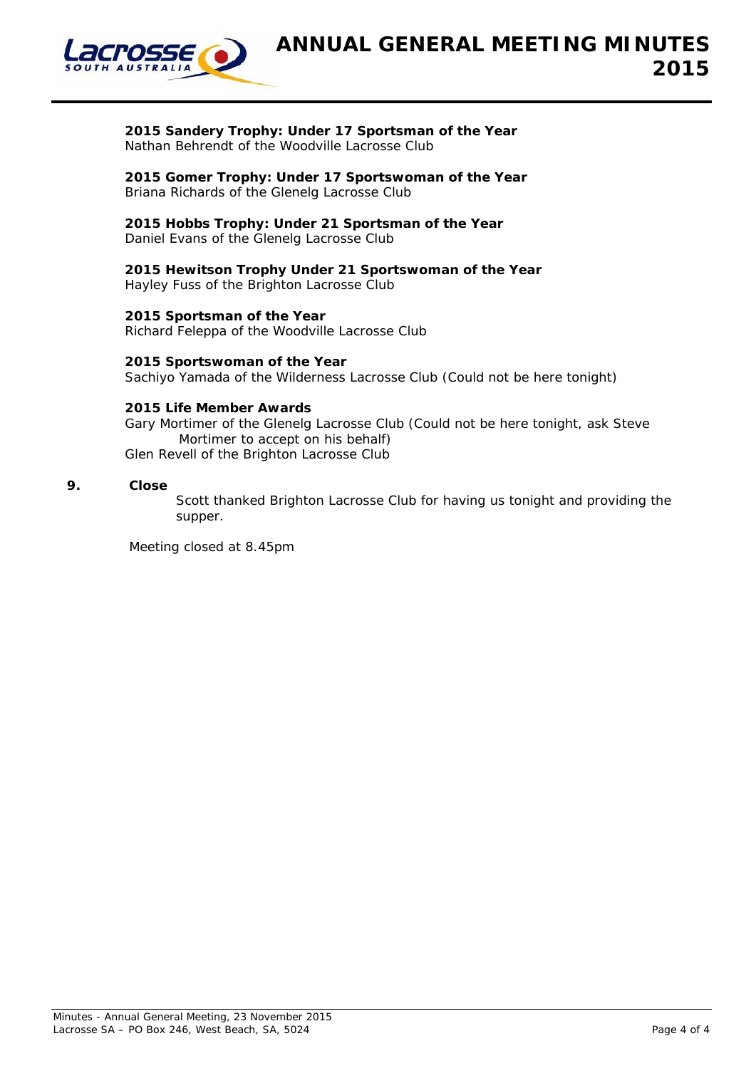**2015 Sandery Trophy: Under 17 Sportsman of the Year**
Nathan Behrendt of the Woodville Lacrosse Club

**2015 Gomer Trophy: Under 17 Sportswoman of the Year**
Briana Richards of the Glenelg Lacrosse Club

**2015 Hobbs Trophy: Under 21 Sportsman of the Year**
Daniel Evans of the Glenelg Lacrosse Club

**2015 Hewitson Trophy Under 21 Sportswoman of the Year**
Hayley Fuss of the Brighton Lacrosse Club

**2015 Sportsman of the Year**
Richard Feleppa of the Woodville Lacrosse Club

**2015 Sportswoman of the Year**
Sachiyo Yamada of the Wilderness Lacrosse Club (Could not be here tonight)

**2015 Life Member Awards**
Gary Mortimer of the Glenelg Lacrosse Club (Could not be here tonight, ask Steve Mortimer to accept on his behalf)
Glen Revell of the Brighton Lacrosse Club

**9. Close**

Scott thanked Brighton Lacrosse Club for having us tonight and providing the supper.

Meeting closed at 8.45pm